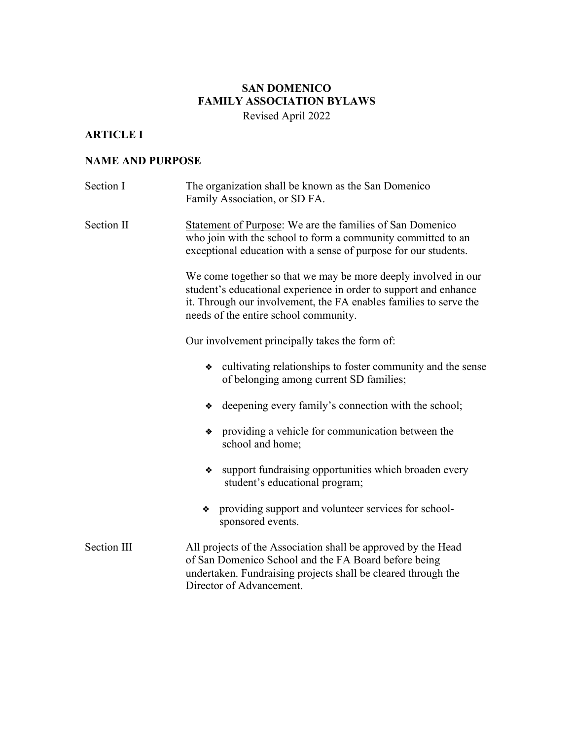# SAN DOMENICO
# FAMILY ASSOCIATION BYLAWS

Revised April 2022

## ARTICLE I

## NAME AND PURPOSE

**Section I**

The organization shall be known as the San Domenico Family Association, or SD FA.

**Section II**

<u>Statement of Purpose</u>: We are the families of San Domenico who join with the school to form a community committed to an exceptional education with a sense of purpose for our students.

We come together so that we may be more deeply involved in our student's educational experience in order to support and enhance it. Through our involvement, the FA enables families to serve the needs of the entire school community.

Our involvement principally takes the form of:

- cultivating relationships to foster community and the sense of belonging among current SD families;
- deepening every family's connection with the school;
- providing a vehicle for communication between the school and home;
- support fundraising opportunities which broaden every student's educational program;
- providing support and volunteer services for school-sponsored events.

**Section III**

All projects of the Association shall be approved by the Head of San Domenico School and the FA Board before being undertaken. Fundraising projects shall be cleared through the Director of Advancement.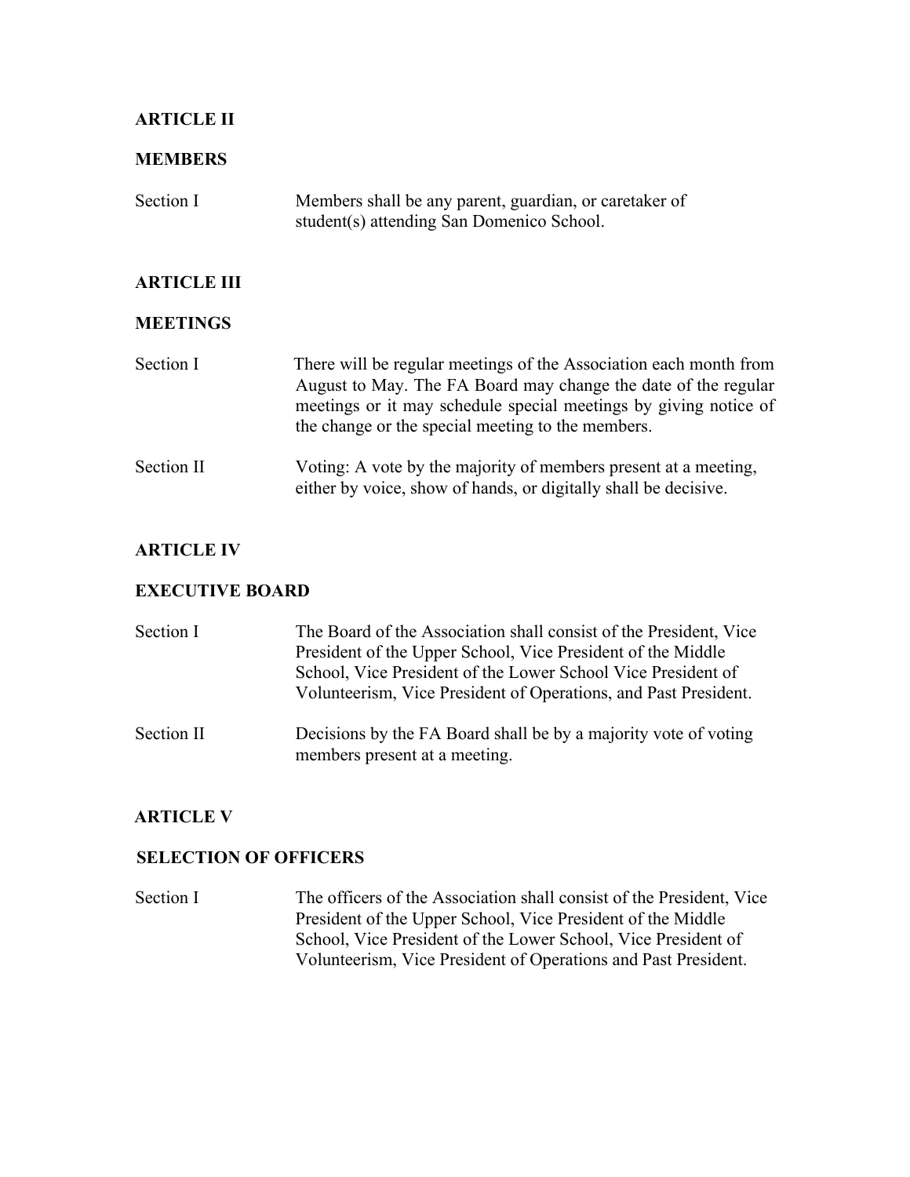## ARTICLE II

## MEMBERS

Section I Members shall be any parent, guardian, or caretaker of student(s) attending San Domenico School.

## ARTICLE III

## MEETINGS

Section I There will be regular meetings of the Association each month from August to May. The FA Board may change the date of the regular meetings or it may schedule special meetings by giving notice of the change or the special meeting to the members.

Section II Voting: A vote by the majority of members present at a meeting, either by voice, show of hands, or digitally shall be decisive.

## ARTICLE IV

## EXECUTIVE BOARD

Section I The Board of the Association shall consist of the President, Vice President of the Upper School, Vice President of the Middle School, Vice President of the Lower School Vice President of Volunteerism, Vice President of Operations, and Past President.

Section II Decisions by the FA Board shall be by a majority vote of voting members present at a meeting.

## ARTICLE V

## SELECTION OF OFFICERS

Section I The officers of the Association shall consist of the President, Vice President of the Upper School, Vice President of the Middle School, Vice President of the Lower School, Vice President of Volunteerism, Vice President of Operations and Past President.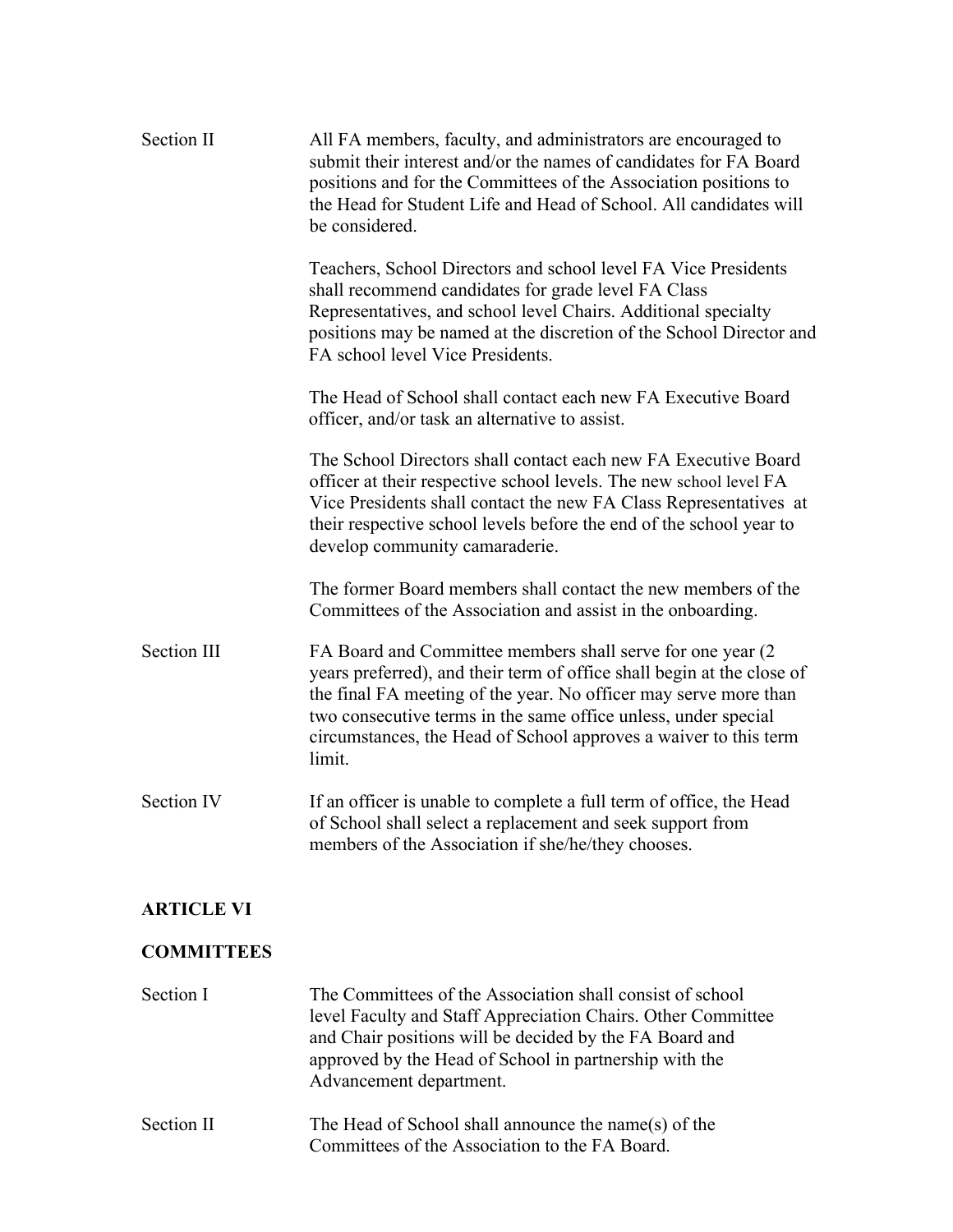**Section II** All FA members, faculty, and administrators are encouraged to submit their interest and/or the names of candidates for FA Board positions and for the Committees of the Association positions to the Head for Student Life and Head of School. All candidates will be considered.

Teachers, School Directors and school level FA Vice Presidents shall recommend candidates for grade level FA Class Representatives, and school level Chairs. Additional specialty positions may be named at the discretion of the School Director and FA school level Vice Presidents.

The Head of School shall contact each new FA Executive Board officer, and/or task an alternative to assist.

The School Directors shall contact each new FA Executive Board officer at their respective school levels. The new school level FA Vice Presidents shall contact the new FA Class Representatives at their respective school levels before the end of the school year to develop community camaraderie.

The former Board members shall contact the new members of the Committees of the Association and assist in the onboarding.

**Section III** FA Board and Committee members shall serve for one year (2 years preferred), and their term of office shall begin at the close of the final FA meeting of the year. No officer may serve more than two consecutive terms in the same office unless, under special circumstances, the Head of School approves a waiver to this term limit.

**Section IV** If an officer is unable to complete a full term of office, the Head of School shall select a replacement and seek support from members of the Association if she/he/they chooses.

## ARTICLE VI

## COMMITTEES

**Section I** The Committees of the Association shall consist of school level Faculty and Staff Appreciation Chairs. Other Committee and Chair positions will be decided by the FA Board and approved by the Head of School in partnership with the Advancement department.

**Section II** The Head of School shall announce the name(s) of the Committees of the Association to the FA Board.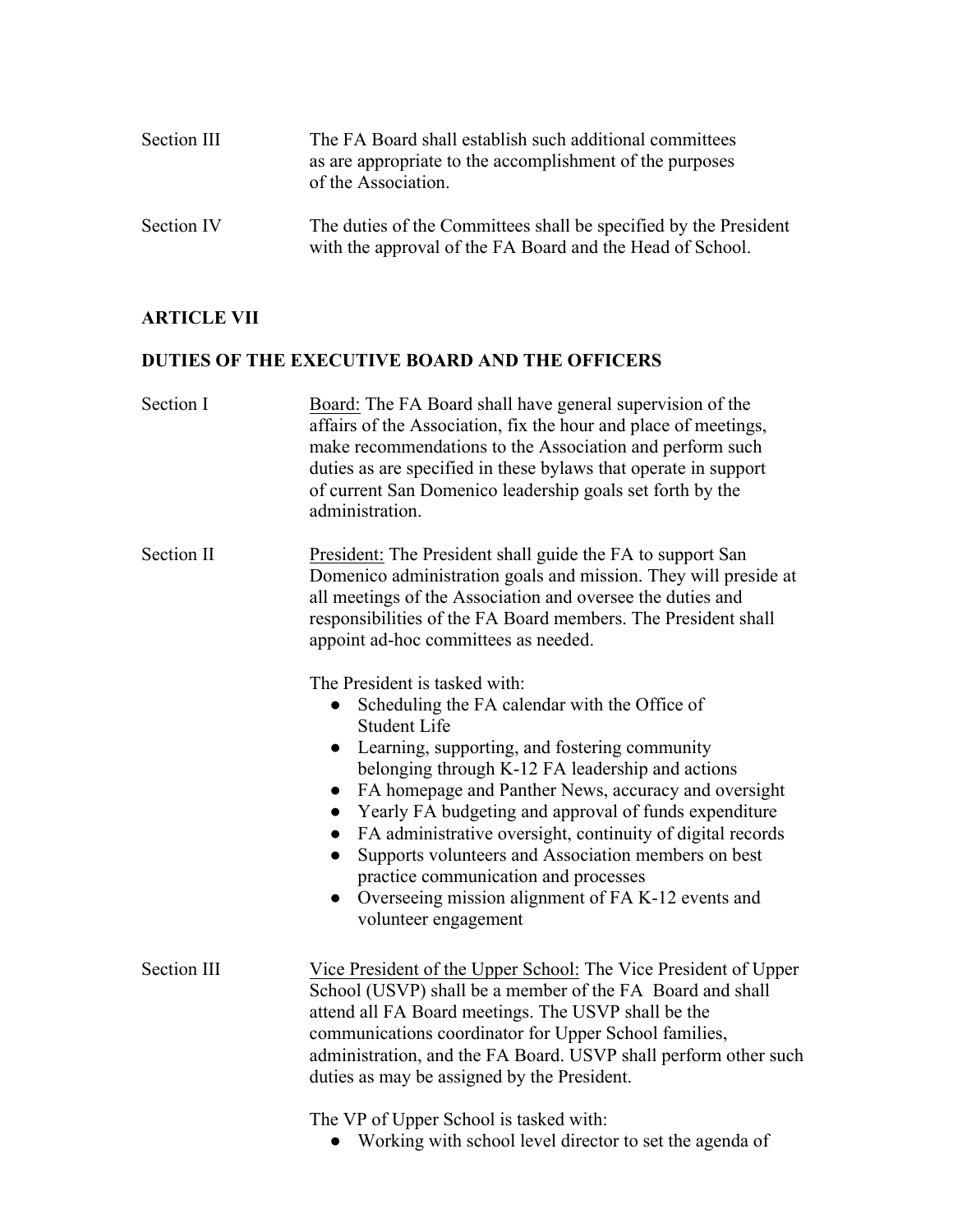Section III The FA Board shall establish such additional committees as are appropriate to the accomplishment of the purposes of the Association.

Section IV The duties of the Committees shall be specified by the President with the approval of the FA Board and the Head of School.

## ARTICLE VII

## DUTIES OF THE EXECUTIVE BOARD AND THE OFFICERS

Section I Board: The FA Board shall have general supervision of the affairs of the Association, fix the hour and place of meetings, make recommendations to the Association and perform such duties as are specified in these bylaws that operate in support of current San Domenico leadership goals set forth by the administration.

Section II President: The President shall guide the FA to support San Domenico administration goals and mission. They will preside at all meetings of the Association and oversee the duties and responsibilities of the FA Board members. The President shall appoint ad-hoc committees as needed.

The President is tasked with:

- Scheduling the FA calendar with the Office of Student Life
- Learning, supporting, and fostering community belonging through K-12 FA leadership and actions
- FA homepage and Panther News, accuracy and oversight
- Yearly FA budgeting and approval of funds expenditure
- FA administrative oversight, continuity of digital records
- Supports volunteers and Association members on best practice communication and processes
- Overseeing mission alignment of FA K-12 events and volunteer engagement

Section III Vice President of the Upper School: The Vice President of Upper School (USVP) shall be a member of the FA Board and shall attend all FA Board meetings. The USVP shall be the communications coordinator for Upper School families, administration, and the FA Board. USVP shall perform other such duties as may be assigned by the President.

The VP of Upper School is tasked with:

- Working with school level director to set the agenda of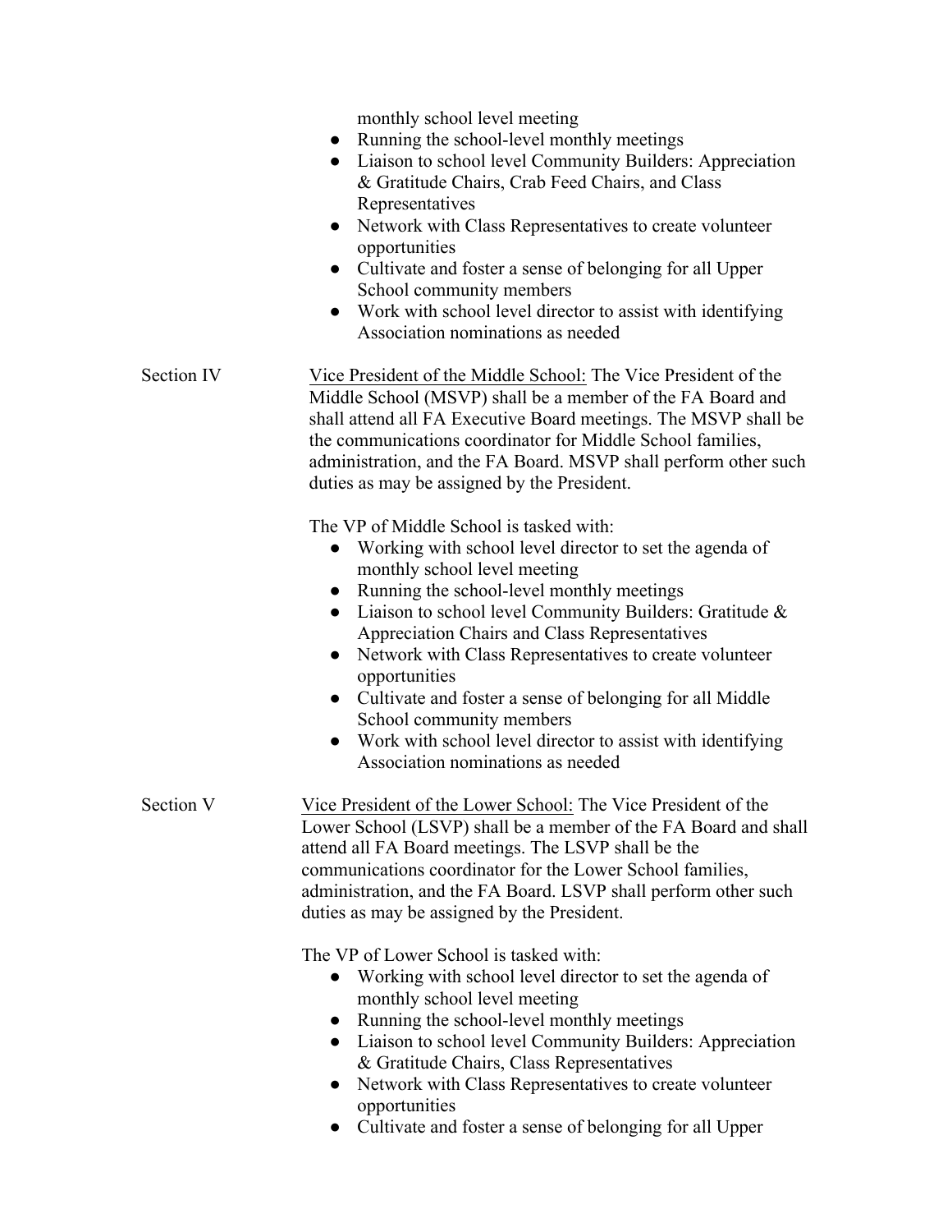monthly school level meeting

- Running the school-level monthly meetings
- Liaison to school level Community Builders: Appreciation & Gratitude Chairs, Crab Feed Chairs, and Class Representatives
- Network with Class Representatives to create volunteer opportunities
- Cultivate and foster a sense of belonging for all Upper School community members
- Work with school level director to assist with identifying Association nominations as needed

**Section IV** — Vice President of the Middle School: The Vice President of the Middle School (MSVP) shall be a member of the FA Board and shall attend all FA Executive Board meetings. The MSVP shall be the communications coordinator for Middle School families, administration, and the FA Board. MSVP shall perform other such duties as may be assigned by the President.

The VP of Middle School is tasked with:

- Working with school level director to set the agenda of monthly school level meeting
- Running the school-level monthly meetings
- Liaison to school level Community Builders: Gratitude & Appreciation Chairs and Class Representatives
- Network with Class Representatives to create volunteer opportunities
- Cultivate and foster a sense of belonging for all Middle School community members
- Work with school level director to assist with identifying Association nominations as needed

**Section V** — Vice President of the Lower School: The Vice President of the Lower School (LSVP) shall be a member of the FA Board and shall attend all FA Board meetings. The LSVP shall be the communications coordinator for the Lower School families, administration, and the FA Board. LSVP shall perform other such duties as may be assigned by the President.

The VP of Lower School is tasked with:

- Working with school level director to set the agenda of monthly school level meeting
- Running the school-level monthly meetings
- Liaison to school level Community Builders: Appreciation & Gratitude Chairs, Class Representatives
- Network with Class Representatives to create volunteer opportunities
- Cultivate and foster a sense of belonging for all Upper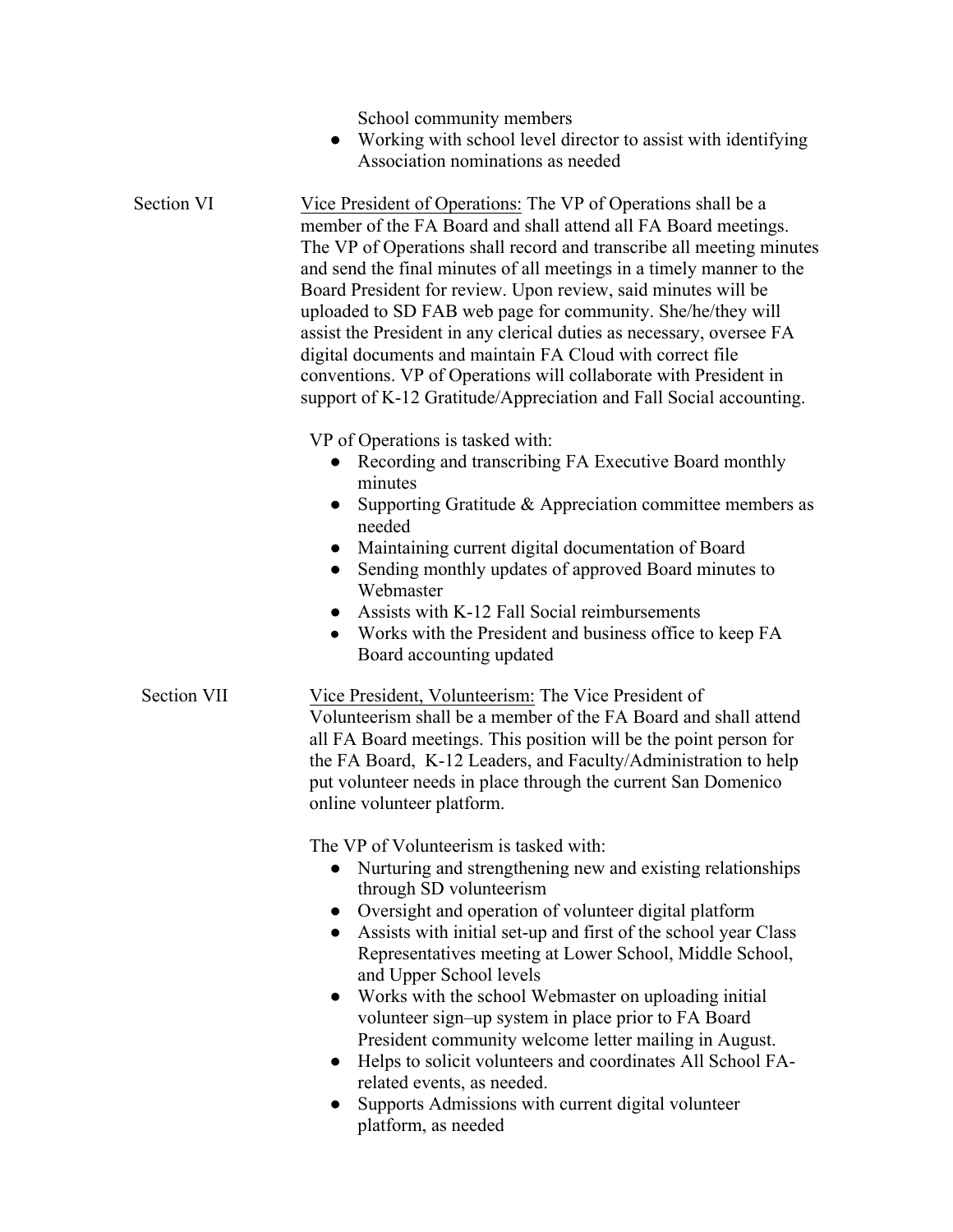School community members
- Working with school level director to assist with identifying Association nominations as needed

Section VI

Vice President of Operations: The VP of Operations shall be a member of the FA Board and shall attend all FA Board meetings. The VP of Operations shall record and transcribe all meeting minutes and send the final minutes of all meetings in a timely manner to the Board President for review. Upon review, said minutes will be uploaded to SD FAB web page for community. She/he/they will assist the President in any clerical duties as necessary, oversee FA digital documents and maintain FA Cloud with correct file conventions. VP of Operations will collaborate with President in support of K-12 Gratitude/Appreciation and Fall Social accounting.

VP of Operations is tasked with:

- Recording and transcribing FA Executive Board monthly minutes
- Supporting Gratitude & Appreciation committee members as needed
- Maintaining current digital documentation of Board
- Sending monthly updates of approved Board minutes to Webmaster
- Assists with K-12 Fall Social reimbursements
- Works with the President and business office to keep FA Board accounting updated

Section VII

Vice President, Volunteerism: The Vice President of Volunteerism shall be a member of the FA Board and shall attend all FA Board meetings. This position will be the point person for the FA Board, K-12 Leaders, and Faculty/Administration to help put volunteer needs in place through the current San Domenico online volunteer platform.

The VP of Volunteerism is tasked with:

- Nurturing and strengthening new and existing relationships through SD volunteerism
- Oversight and operation of volunteer digital platform
- Assists with initial set-up and first of the school year Class Representatives meeting at Lower School, Middle School, and Upper School levels
- Works with the school Webmaster on uploading initial volunteer sign–up system in place prior to FA Board President community welcome letter mailing in August.
- Helps to solicit volunteers and coordinates All School FA-related events, as needed.
- Supports Admissions with current digital volunteer platform, as needed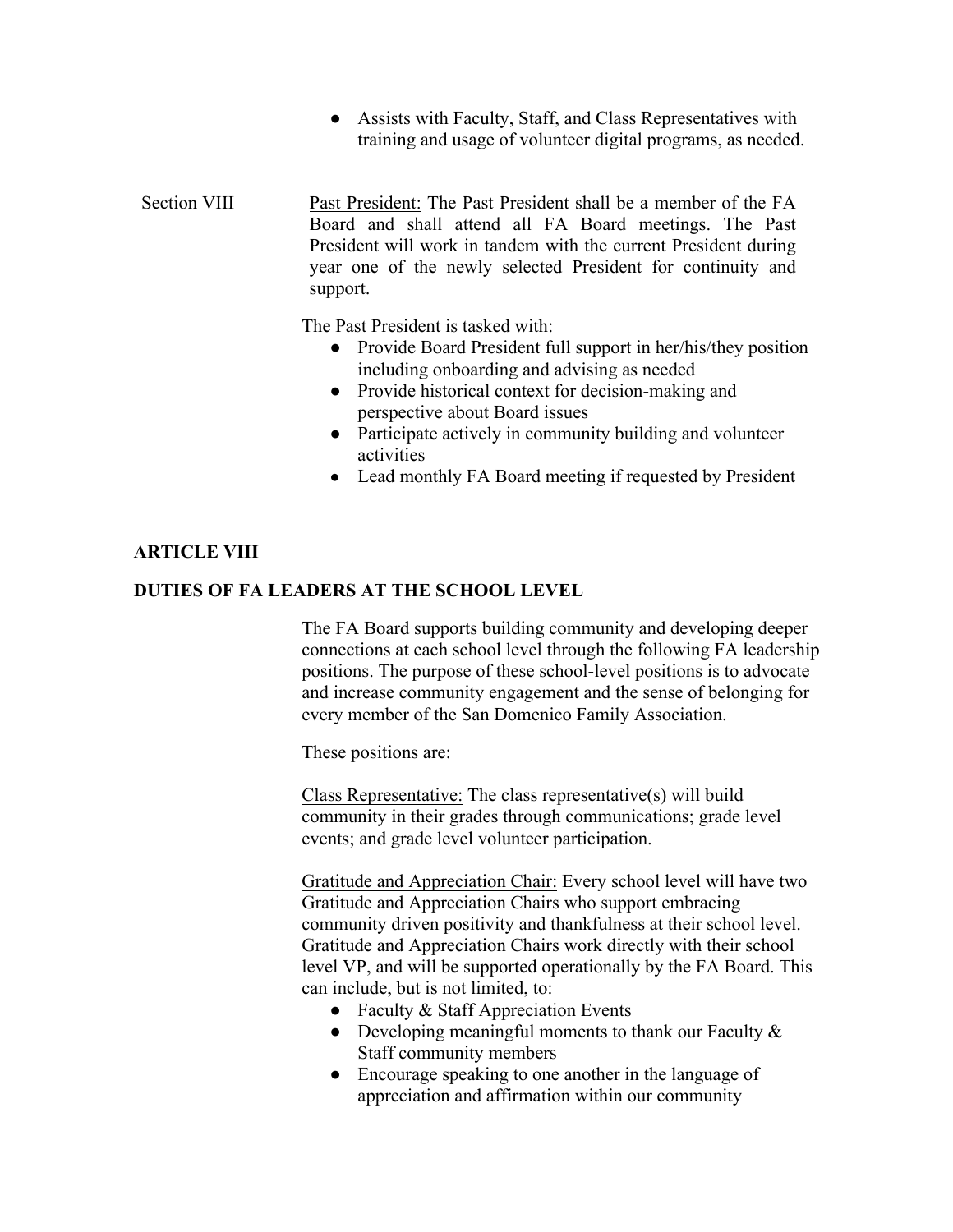- Assists with Faculty, Staff, and Class Representatives with training and usage of volunteer digital programs, as needed.

Section VIII — Past President: The Past President shall be a member of the FA Board and shall attend all FA Board meetings. The Past President will work in tandem with the current President during year one of the newly selected President for continuity and support.

The Past President is tasked with:

- Provide Board President full support in her/his/they position including onboarding and advising as needed
- Provide historical context for decision-making and perspective about Board issues
- Participate actively in community building and volunteer activities
- Lead monthly FA Board meeting if requested by President

## ARTICLE VIII

## DUTIES OF FA LEADERS AT THE SCHOOL LEVEL

The FA Board supports building community and developing deeper connections at each school level through the following FA leadership positions. The purpose of these school-level positions is to advocate and increase community engagement and the sense of belonging for every member of the San Domenico Family Association.

These positions are:

Class Representative: The class representative(s) will build community in their grades through communications; grade level events; and grade level volunteer participation.

Gratitude and Appreciation Chair: Every school level will have two Gratitude and Appreciation Chairs who support embracing community driven positivity and thankfulness at their school level. Gratitude and Appreciation Chairs work directly with their school level VP, and will be supported operationally by the FA Board. This can include, but is not limited, to:

- Faculty & Staff Appreciation Events
- Developing meaningful moments to thank our Faculty & Staff community members
- Encourage speaking to one another in the language of appreciation and affirmation within our community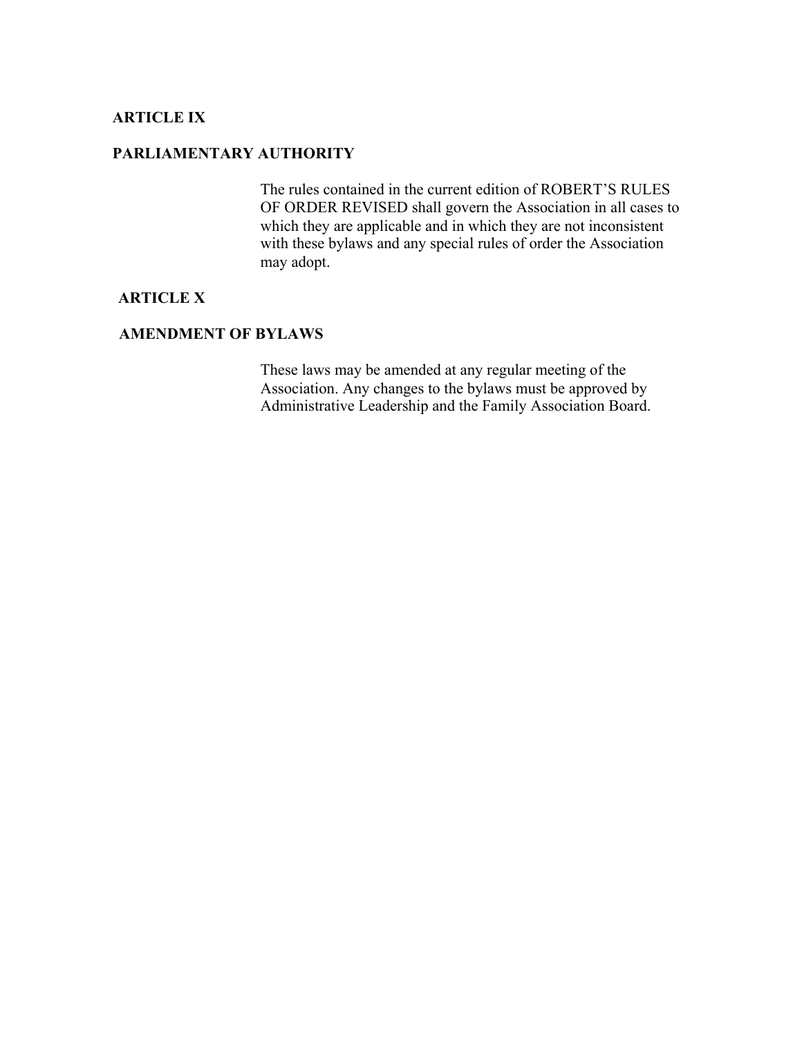## ARTICLE IX

## PARLIAMENTARY AUTHORITY

The rules contained in the current edition of ROBERT'S RULES OF ORDER REVISED shall govern the Association in all cases to which they are applicable and in which they are not inconsistent with these bylaws and any special rules of order the Association may adopt.

## ARTICLE X

## AMENDMENT OF BYLAWS

These laws may be amended at any regular meeting of the Association. Any changes to the bylaws must be approved by Administrative Leadership and the Family Association Board.